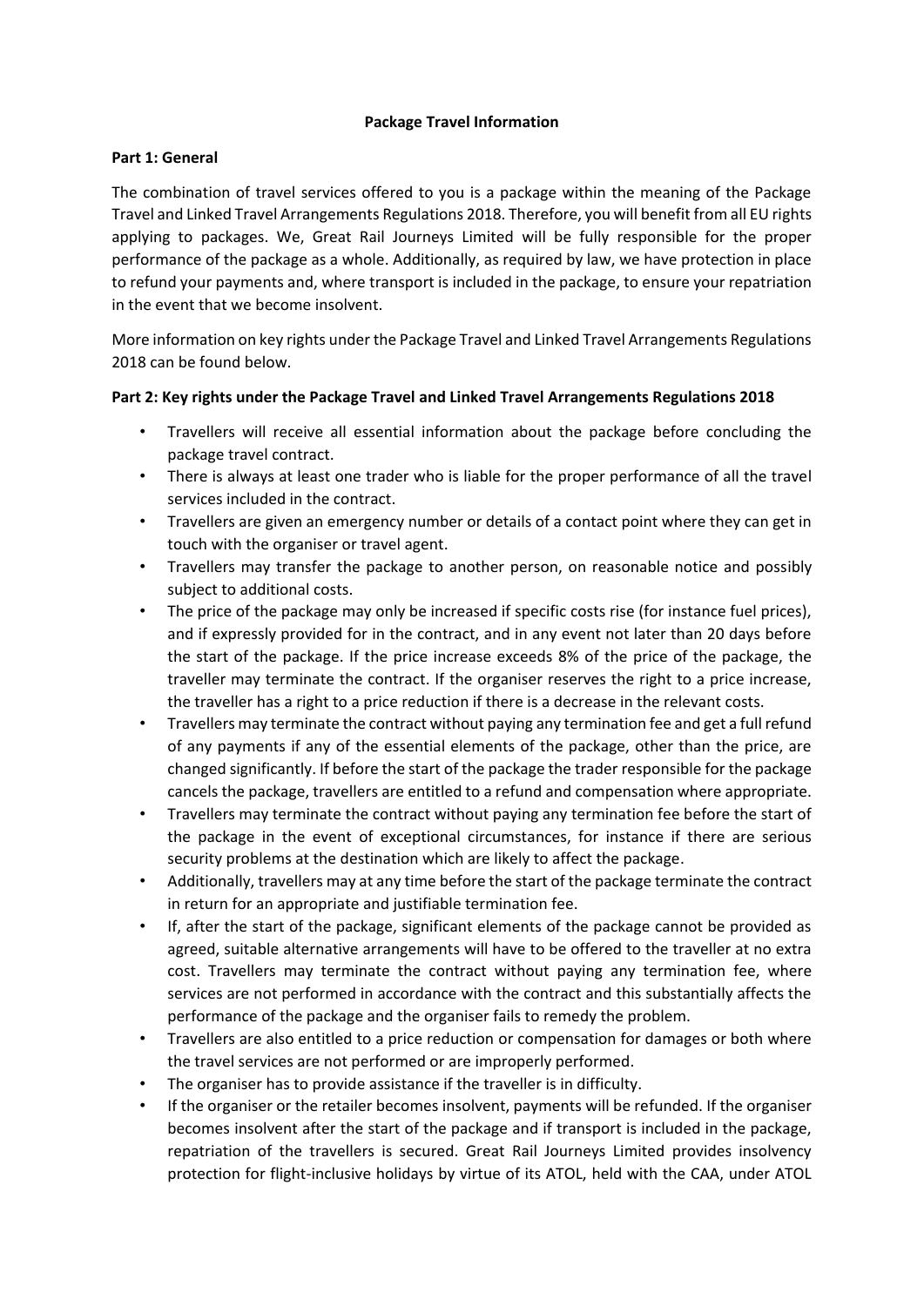**Package Travel Information**

**Part 1: General**

The combination of travel services offered to you is a package within the meaning of the Package Travel and Linked Travel Arrangements Regulations 2018. Therefore, you will benefit from all EU rights applying to packages. We, Great Rail Journeys Limited will be fully responsible for the proper performance of the package as a whole. Additionally, as required by law, we have protection in place to refund your payments and, where transport is included in the package, to ensure your repatriation in the event that we become insolvent.

More information on key rights under the Package Travel and Linked Travel Arrangements Regulations 2018 can be found below.

**Part 2: Key rights under the Package Travel and Linked Travel Arrangements Regulations 2018**

- Travellers will receive all essential information about the package before concluding the package travel contract.
- There is always at least one trader who is liable for the proper performance of all the travel services included in the contract.
- Travellers are given an emergency number or details of a contact point where they can get in touch with the organiser or travel agent.
- Travellers may transfer the package to another person, on reasonable notice and possibly subject to additional costs.
- The price of the package may only be increased if specific costs rise (for instance fuel prices), and if expressly provided for in the contract, and in any event not later than 20 days before the start of the package. If the price increase exceeds 8% of the price of the package, the traveller may terminate the contract. If the organiser reserves the right to a price increase, the traveller has a right to a price reduction if there is a decrease in the relevant costs.
- Travellers may terminate the contract without paying any termination fee and get a full refund of any payments if any of the essential elements of the package, other than the price, are changed significantly. If before the start of the package the trader responsible for the package cancels the package, travellers are entitled to a refund and compensation where appropriate.
- Travellers may terminate the contract without paying any termination fee before the start of the package in the event of exceptional circumstances, for instance if there are serious security problems at the destination which are likely to affect the package.
- Additionally, travellers may at any time before the start of the package terminate the contract in return for an appropriate and justifiable termination fee.
- If, after the start of the package, significant elements of the package cannot be provided as agreed, suitable alternative arrangements will have to be offered to the traveller at no extra cost. Travellers may terminate the contract without paying any termination fee, where services are not performed in accordance with the contract and this substantially affects the performance of the package and the organiser fails to remedy the problem.
- Travellers are also entitled to a price reduction or compensation for damages or both where the travel services are not performed or are improperly performed.
- The organiser has to provide assistance if the traveller is in difficulty.
- If the organiser or the retailer becomes insolvent, payments will be refunded. If the organiser becomes insolvent after the start of the package and if transport is included in the package, repatriation of the travellers is secured. Great Rail Journeys Limited provides insolvency protection for flight-inclusive holidays by virtue of its ATOL, held with the CAA, under ATOL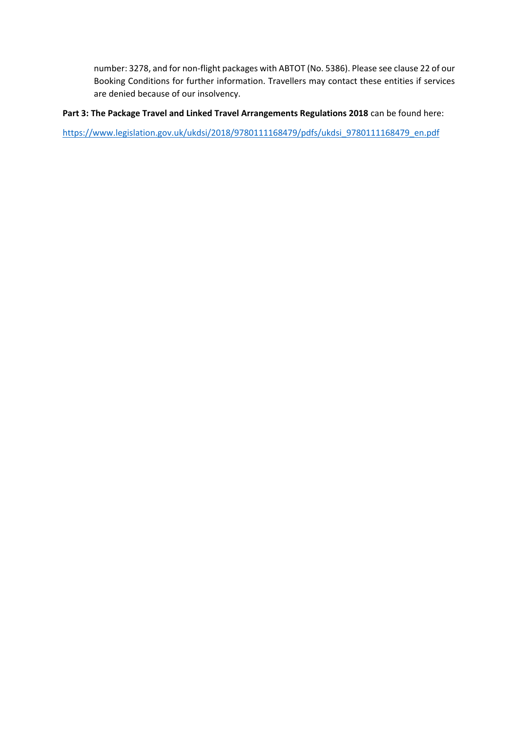number: 3278, and for non-flight packages with ABTOT (No. 5386). Please see clause 22 of our Booking Conditions for further information. Travellers may contact these entities if services are denied because of our insolvency.

**Part 3: The Package Travel and Linked Travel Arrangements Regulations 2018** can be found here:

https://www.legislation.gov.uk/ukdsi/2018/9780111168479/pdfs/ukdsi_9780111168479_en.pdf